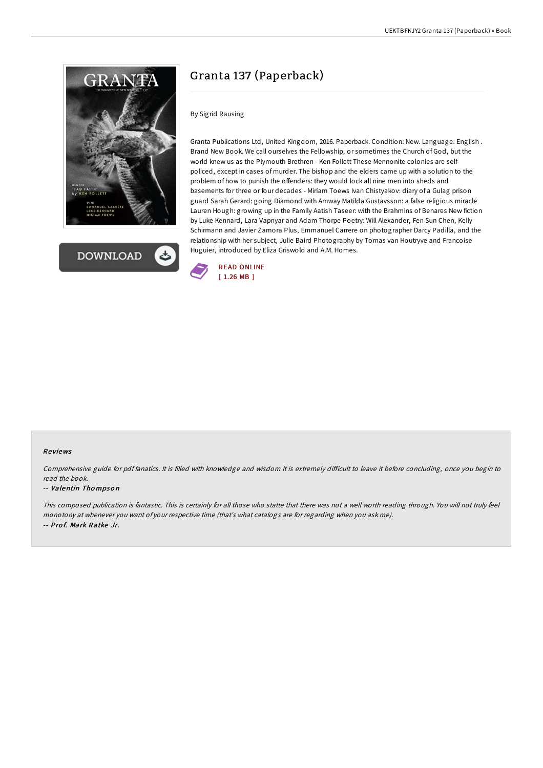# Granta 137 (Paperback)

By Sigrid Rausing

Granta Publications Ltd, United Kingdom, 2016. Paperback. Condition: New. Language: English . Brand New Book. We call ourselves the Fellowship, or sometimes the Church of God, but the world knew us as the Plymouth Brethren - Ken Follett These Mennonite colonies are self-policed, except in cases of murder. The bishop and the elders came up with a solution to the problem of how to punish the offenders: they would lock all nine men into sheds and basements for three or four decades - Miriam Toews Ivan Chistyakov: diary of a Gulag prison guard Sarah Gerard: going Diamond with Amway Matilda Gustavsson: a false religious miracle Lauren Hough: growing up in the Family Aatish Taseer: with the Brahmins of Benares New fiction by Luke Kennard, Lara Vapnyar and Adam Thorpe Poetry: Will Alexander, Fen Sun Chen, Kelly Schirmann and Javier Zamora Plus, Emmanuel Carrere on photographer Darcy Padilla, and the relationship with her subject, Julie Baird Photography by Tomas van Houtryve and Francoise Huguier, introduced by Eliza Griswold and A.M. Homes.

READ ONLINE
[ 1.26 MB ]

## Reviews

*Comprehensive guide for pdf fanatics. It is filled with knowledge and wisdom It is extremely difficult to leave it before concluding, once you begin to read the book.*

-- ***Valentin Thompson***

*This composed publication is fantastic. This is certainly for all those who statte that there was not a well worth reading through. You will not truly feel monotony at whenever you want of your respective time (that's what catalogs are for regarding when you ask me).*

-- ***Prof. Mark Ratke Jr.***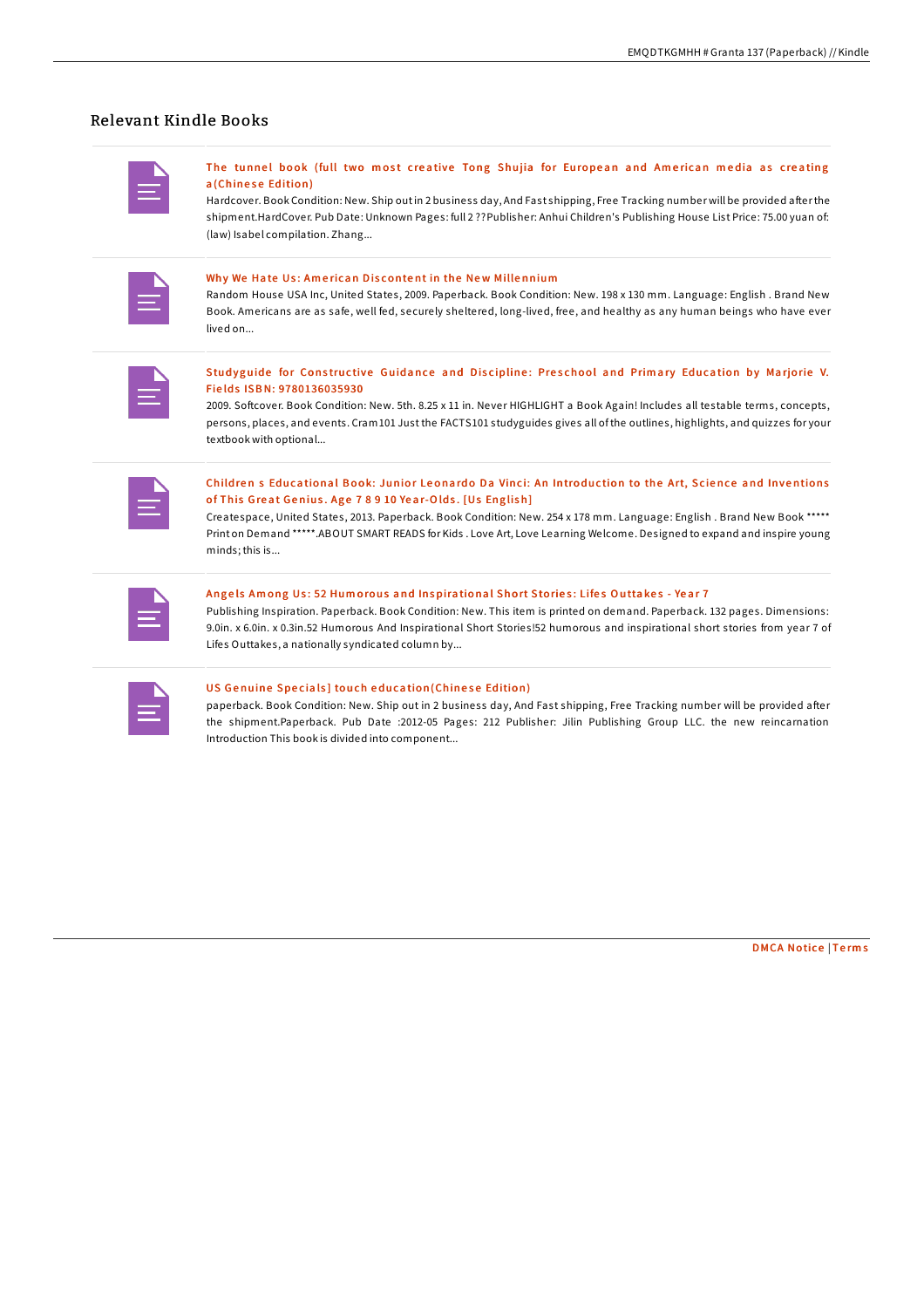## Relevant Kindle Books

### The tunnel book (full two most creative Tong Shujia for European and American media as creating a(Chinese Edition)

Hardcover. Book Condition: New. Ship out in 2 business day, And Fast shipping, Free Tracking number will be provided after the shipment.HardCover. Pub Date: Unknown Pages: full 2 ??Publisher: Anhui Children's Publishing House List Price: 75.00 yuan of: (law) Isabel compilation. Zhang...

### Why We Hate Us: American Discontent in the New Millennium

Random House USA Inc, United States, 2009. Paperback. Book Condition: New. 198 x 130 mm. Language: English . Brand New Book. Americans are as safe, well fed, securely sheltered, long-lived, free, and healthy as any human beings who have ever lived on...

### Studyguide for Constructive Guidance and Discipline: Preschool and Primary Education by Marjorie V. Fields ISBN: 9780136035930

2009. Softcover. Book Condition: New. 5th. 8.25 x 11 in. Never HIGHLIGHT a Book Again! Includes all testable terms, concepts, persons, places, and events. Cram101 Just the FACTS101 studyguides gives all of the outlines, highlights, and quizzes for your textbook with optional...

### Children s Educational Book: Junior Leonardo Da Vinci: An Introduction to the Art, Science and Inventions of This Great Genius. Age 7 8 9 10 Year-Olds. [Us English]

Createspace, United States, 2013. Paperback. Book Condition: New. 254 x 178 mm. Language: English . Brand New Book ***** Print on Demand *****.ABOUT SMART READS for Kids . Love Art, Love Learning Welcome. Designed to expand and inspire young minds; this is...

### Angels Among Us: 52 Humorous and Inspirational Short Stories: Lifes Outtakes - Year 7

Publishing Inspiration. Paperback. Book Condition: New. This item is printed on demand. Paperback. 132 pages. Dimensions: 9.0in. x 6.0in. x 0.3in.52 Humorous And Inspirational Short Stories!52 humorous and inspirational short stories from year 7 of Lifes Outtakes, a nationally syndicated column by...

### US Genuine Specials] touch education(Chinese Edition)

paperback. Book Condition: New. Ship out in 2 business day, And Fast shipping, Free Tracking number will be provided after the shipment.Paperback. Pub Date :2012-05 Pages: 212 Publisher: Jilin Publishing Group LLC. the new reincarnation Introduction This book is divided into component...